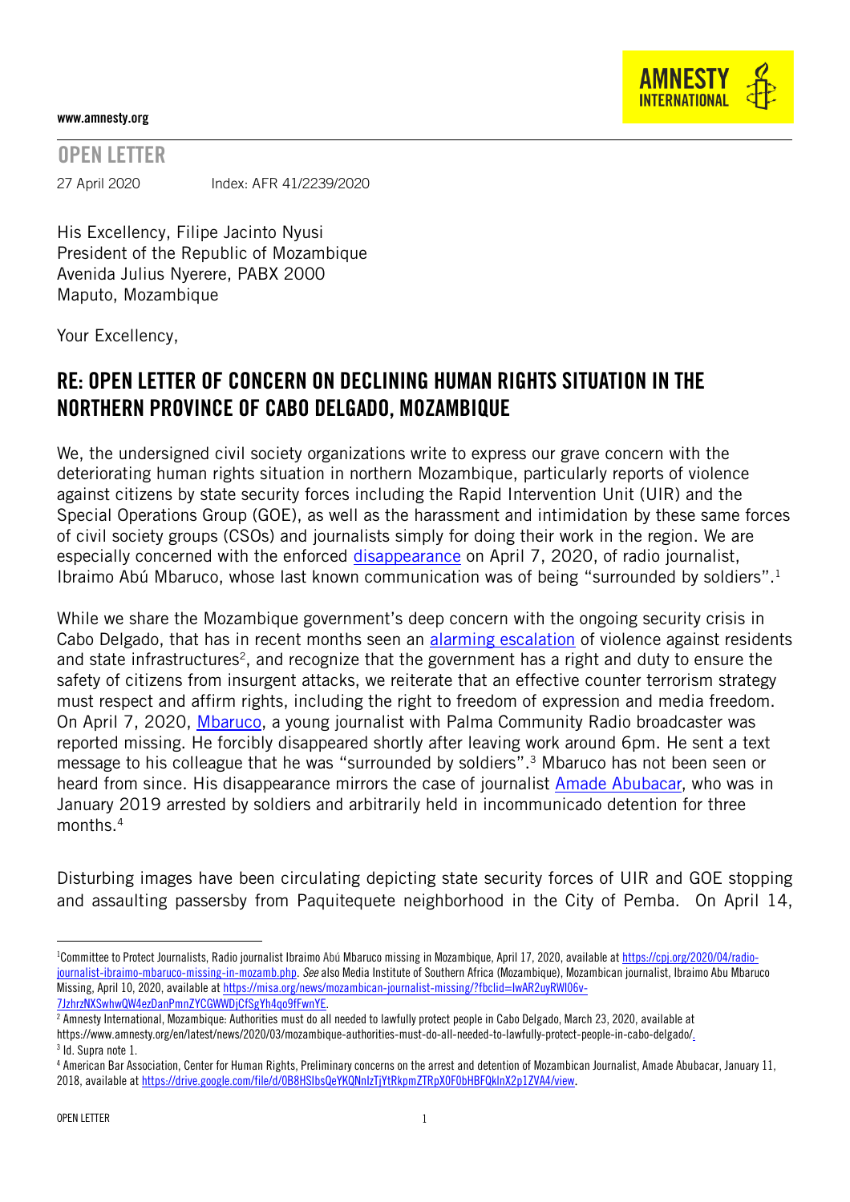www.amnesty.org

AMNESTY INTERNATIONAL

## OPEN LETTER

27 April 2020 Index: AFR 41/2239/2020

His Excellency, Filipe Jacinto Nyusi
President of the Republic of Mozambique
Avenida Julius Nyerere, PABX 2000
Maputo, Mozambique

Your Excellency,

# RE: OPEN LETTER OF CONCERN ON DECLINING HUMAN RIGHTS SITUATION IN THE NORTHERN PROVINCE OF CABO DELGADO, MOZAMBIQUE

We, the undersigned civil society organizations write to express our grave concern with the deteriorating human rights situation in northern Mozambique, particularly reports of violence against citizens by state security forces including the Rapid Intervention Unit (UIR) and the Special Operations Group (GOE), as well as the harassment and intimidation by these same forces of civil society groups (CSOs) and journalists simply for doing their work in the region. We are especially concerned with the enforced disappearance on April 7, 2020, of radio journalist, Ibraimo Abú Mbaruco, whose last known communication was of being "surrounded by soldiers".[1]

While we share the Mozambique government's deep concern with the ongoing security crisis in Cabo Delgado, that has in recent months seen an alarming escalation of violence against residents and state infrastructures[2], and recognize that the government has a right and duty to ensure the safety of citizens from insurgent attacks, we reiterate that an effective counter terrorism strategy must respect and affirm rights, including the right to freedom of expression and media freedom. On April 7, 2020, Mbaruco, a young journalist with Palma Community Radio broadcaster was reported missing. He forcibly disappeared shortly after leaving work around 6pm. He sent a text message to his colleague that he was "surrounded by soldiers".[3] Mbaruco has not been seen or heard from since. His disappearance mirrors the case of journalist Amade Abubacar, who was in January 2019 arrested by soldiers and arbitrarily held in incommunicado detention for three months.[4]

Disturbing images have been circulating depicting state security forces of UIR and GOE stopping and assaulting passersby from Paquitequete neighborhood in the City of Pemba. On April 14,

---

[1] Committee to Protect Journalists, Radio journalist Ibraimo Abú Mbaruco missing in Mozambique, April 17, 2020, available at https://cpj.org/2020/04/radio-journalist-ibraimo-mbaruco-missing-in-mozamb.php. *See* also Media Institute of Southern Africa (Mozambique), Mozambican journalist, Ibraimo Abu Mbaruco Missing, April 10, 2020, available at https://misa.org/news/mozambican-journalist-missing/?fbclid=IwAR2uyRWI06v-7JzhrzNXSwhwQW4ezDanPmnZYCGWWDjCfSgYh4qo9fFwnYE.

[2] Amnesty International, Mozambique: Authorities must do all needed to lawfully protect people in Cabo Delgado, March 23, 2020, available at https://www.amnesty.org/en/latest/news/2020/03/mozambique-authorities-must-do-all-needed-to-lawfully-protect-people-in-cabo-delgado/.

[3] Id. Supra note 1.

[4] American Bar Association, Center for Human Rights, Preliminary concerns on the arrest and detention of Mozambican Journalist, Amade Abubacar, January 11, 2018, available at https://drive.google.com/file/d/0B8HSIbsQeYKQNnIzTjYtRkpmZTRpX0F0bHBFQkInX2p1ZVA4/view.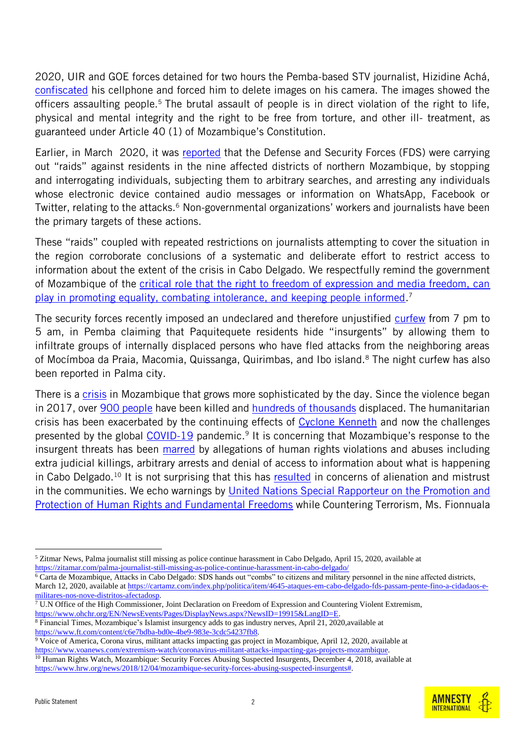2020, UIR and GOE forces detained for two hours the Pemba-based STV journalist, Hizidine Achá, confiscated his cellphone and forced him to delete images on his camera. The images showed the officers assaulting people.[5] The brutal assault of people is in direct violation of the right to life, physical and mental integrity and the right to be free from torture, and other ill- treatment, as guaranteed under Article 40 (1) of Mozambique's Constitution.

Earlier, in March 2020, it was reported that the Defense and Security Forces (FDS) were carrying out "raids" against residents in the nine affected districts of northern Mozambique, by stopping and interrogating individuals, subjecting them to arbitrary searches, and arresting any individuals whose electronic device contained audio messages or information on WhatsApp, Facebook or Twitter, relating to the attacks.[6] Non-governmental organizations' workers and journalists have been the primary targets of these actions.

These "raids" coupled with repeated restrictions on journalists attempting to cover the situation in the region corroborate conclusions of a systematic and deliberate effort to restrict access to information about the extent of the crisis in Cabo Delgado. We respectfully remind the government of Mozambique of the critical role that the right to freedom of expression and media freedom, can play in promoting equality, combating intolerance, and keeping people informed.[7]

The security forces recently imposed an undeclared and therefore unjustified curfew from 7 pm to 5 am, in Pemba claiming that Paquitequete residents hide "insurgents" by allowing them to infiltrate groups of internally displaced persons who have fled attacks from the neighboring areas of Mocímboa da Praia, Macomia, Quissanga, Quirimbas, and Ibo island.[8] The night curfew has also been reported in Palma city.

There is a crisis in Mozambique that grows more sophisticated by the day. Since the violence began in 2017, over 900 people have been killed and hundreds of thousands displaced. The humanitarian crisis has been exacerbated by the continuing effects of Cyclone Kenneth and now the challenges presented by the global COVID-19 pandemic.[9] It is concerning that Mozambique's response to the insurgent threats has been marred by allegations of human rights violations and abuses including extra judicial killings, arbitrary arrests and denial of access to information about what is happening in Cabo Delgado.[10] It is not surprising that this has resulted in concerns of alienation and mistrust in the communities. We echo warnings by United Nations Special Rapporteur on the Promotion and Protection of Human Rights and Fundamental Freedoms while Countering Terrorism, Ms. Fionnuala

---

[5] Zitmar News, Palma journalist still missing as police continue harassment in Cabo Delgado, April 15, 2020, available at https://zitamar.com/palma-journalist-still-missing-as-police-continue-harassment-in-cabo-delgado/

[6] Carta de Mozambique, Attacks in Cabo Delgado: SDS hands out "combs" to citizens and military personnel in the nine affected districts, March 12, 2020, available at https://cartamz.com/index.php/politica/item/4645-ataques-em-cabo-delgado-fds-passam-pente-fino-a-cidadaos-e-militares-nos-nove-distritos-afectadosp.

[7] U.N Office of the High Commissioner, Joint Declaration on Freedom of Expression and Countering Violent Extremism, https://www.ohchr.org/EN/NewsEvents/Pages/DisplayNews.aspx?NewsID=19915&LangID=E.

[8] Financial Times, Mozambique's Islamist insurgency adds to gas industry nerves, April 21, 2020,available at https://www.ft.com/content/c6e7bdba-bd0e-4be9-983e-3cdc54237fb8.

[9] Voice of America, Corona virus, militant attacks impacting gas project in Mozambique, April 12, 2020, available at https://www.voanews.com/extremism-watch/coronavirus-militant-attacks-impacting-gas-projects-mozambique.

[10] Human Rights Watch, Mozambique: Security Forces Abusing Suspected Insurgents, December 4, 2018, available at https://www.hrw.org/news/2018/12/04/mozambique-security-forces-abusing-suspected-insurgents#.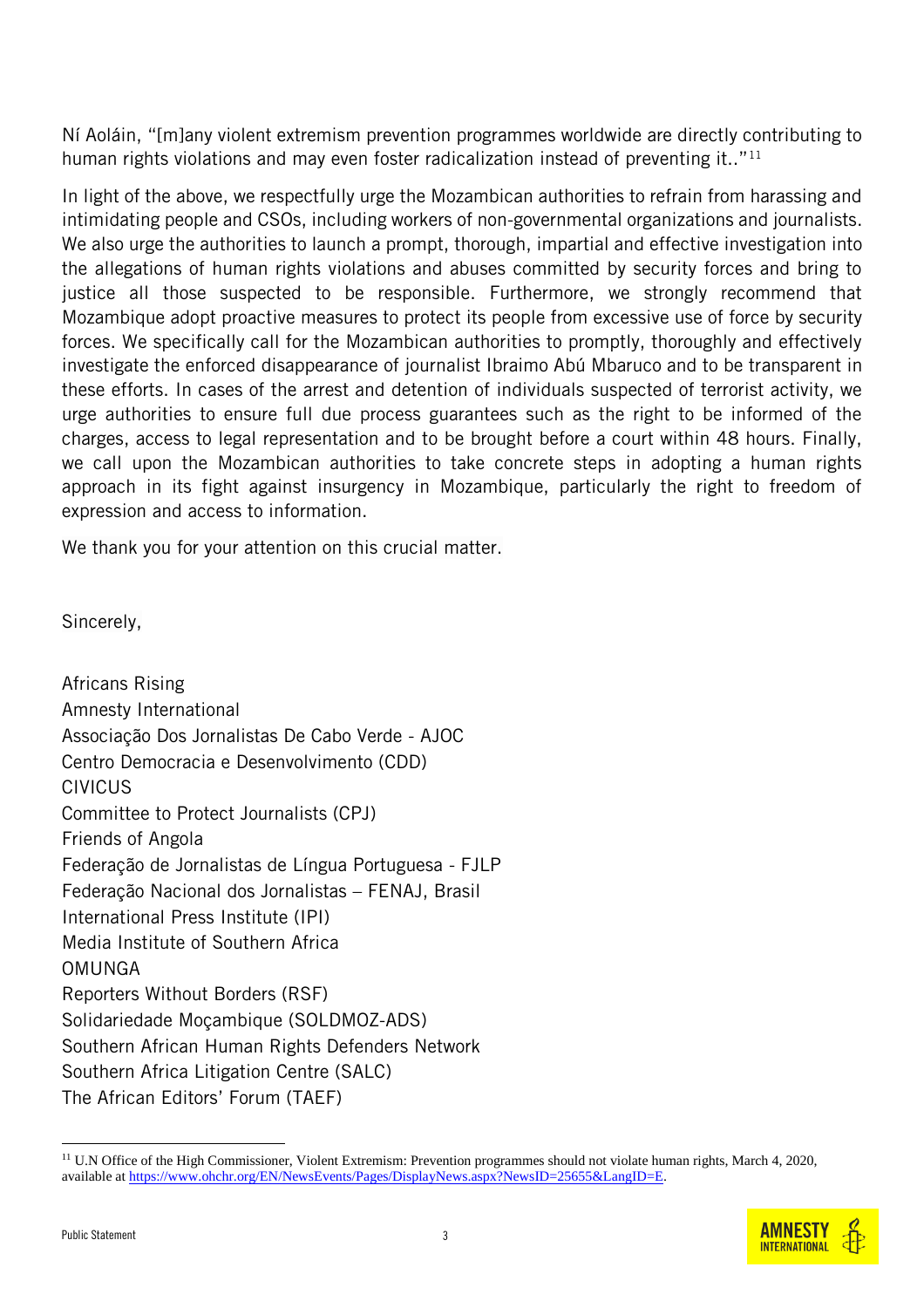Ní Aoláin, "[m]any violent extremism prevention programmes worldwide are directly contributing to human rights violations and may even foster radicalization instead of preventing it.."[11]

In light of the above, we respectfully urge the Mozambican authorities to refrain from harassing and intimidating people and CSOs, including workers of non-governmental organizations and journalists. We also urge the authorities to launch a prompt, thorough, impartial and effective investigation into the allegations of human rights violations and abuses committed by security forces and bring to justice all those suspected to be responsible. Furthermore, we strongly recommend that Mozambique adopt proactive measures to protect its people from excessive use of force by security forces. We specifically call for the Mozambican authorities to promptly, thoroughly and effectively investigate the enforced disappearance of journalist Ibraimo Abú Mbaruco and to be transparent in these efforts. In cases of the arrest and detention of individuals suspected of terrorist activity, we urge authorities to ensure full due process guarantees such as the right to be informed of the charges, access to legal representation and to be brought before a court within 48 hours. Finally, we call upon the Mozambican authorities to take concrete steps in adopting a human rights approach in its fight against insurgency in Mozambique, particularly the right to freedom of expression and access to information.

We thank you for your attention on this crucial matter.

Sincerely,

Africans Rising
Amnesty International
Associação Dos Jornalistas De Cabo Verde - AJOC
Centro Democracia e Desenvolvimento (CDD)
CIVICUS
Committee to Protect Journalists (CPJ)
Friends of Angola
Federação de Jornalistas de Língua Portuguesa - FJLP
Federação Nacional dos Jornalistas – FENAJ, Brasil
International Press Institute (IPI)
Media Institute of Southern Africa
OMUNGA
Reporters Without Borders (RSF)
Solidariedade Moçambique (SOLDMOZ-ADS)
Southern African Human Rights Defenders Network
Southern Africa Litigation Centre (SALC)
The African Editors' Forum (TAEF)

---

[11] U.N Office of the High Commissioner, Violent Extremism: Prevention programmes should not violate human rights, March 4, 2020, available at https://www.ohchr.org/EN/NewsEvents/Pages/DisplayNews.aspx?NewsID=25655&LangID=E.